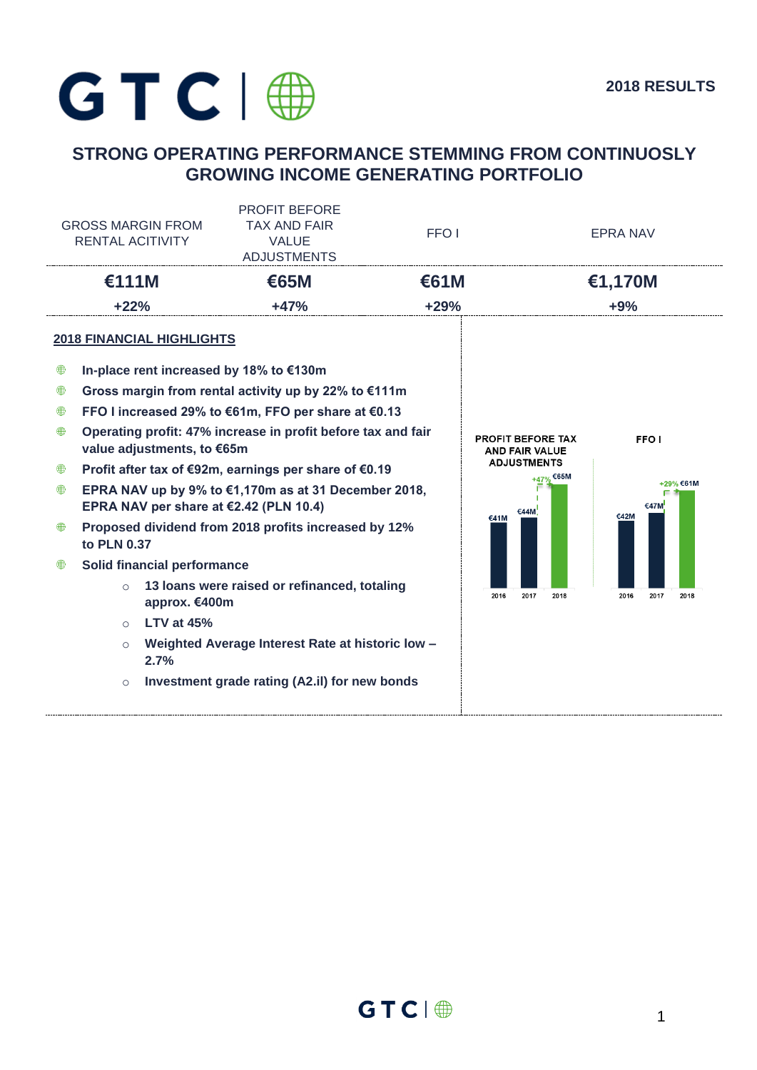# GTC

**2018 RESULTS**

## STRONG OPERATING PERFORMANCE STEMMING FROM CONTINUOSLY GROWING INCOME GENERATING PORTFOLIO

| GROSS MARGIN FROM RENTAL ACITIVITY | PROFIT BEFORE TAX AND FAIR VALUE ADJUSTMENTS | FFO I | EPRA NAV |
|---|---|---|---|
| **€111M** | **€65M** | **€61M** | **€1,170M** |
| **+22%** | **+47%** | **+29%** | **+9%** |

### 2018 FINANCIAL HIGHLIGHTS

- **In-place rent increased by 18% to €130m**
- **Gross margin from rental activity up by 22% to €111m**
- **FFO I increased 29% to €61m, FFO per share at €0.13**
- **Operating profit: 47% increase in profit before tax and fair value adjustments, to €65m**
- **Profit after tax of €92m, earnings per share of €0.19**
- **EPRA NAV up by 9% to €1,170m as at 31 December 2018, EPRA NAV per share at €2.42 (PLN 10.4)**
- **Proposed dividend from 2018 profits increased by 12% to PLN 0.37**
- **Solid financial performance**
  - **13 loans were raised or refinanced, totaling approx. €400m**
  - **LTV at 45%**
  - **Weighted Average Interest Rate at historic low – 2.7%**
  - **Investment grade rating (A2.il) for new bonds**

**PROFIT BEFORE TAX AND FAIR VALUE ADJUSTMENTS**

| 2016 | 2017 | 2018 |
|---|---|---|
| €41M | €44M | €65M (+47%) |

**FFO I**

| 2016 | 2017 | 2018 |
|---|---|---|
| €42M | €47M | €61M (+29%) |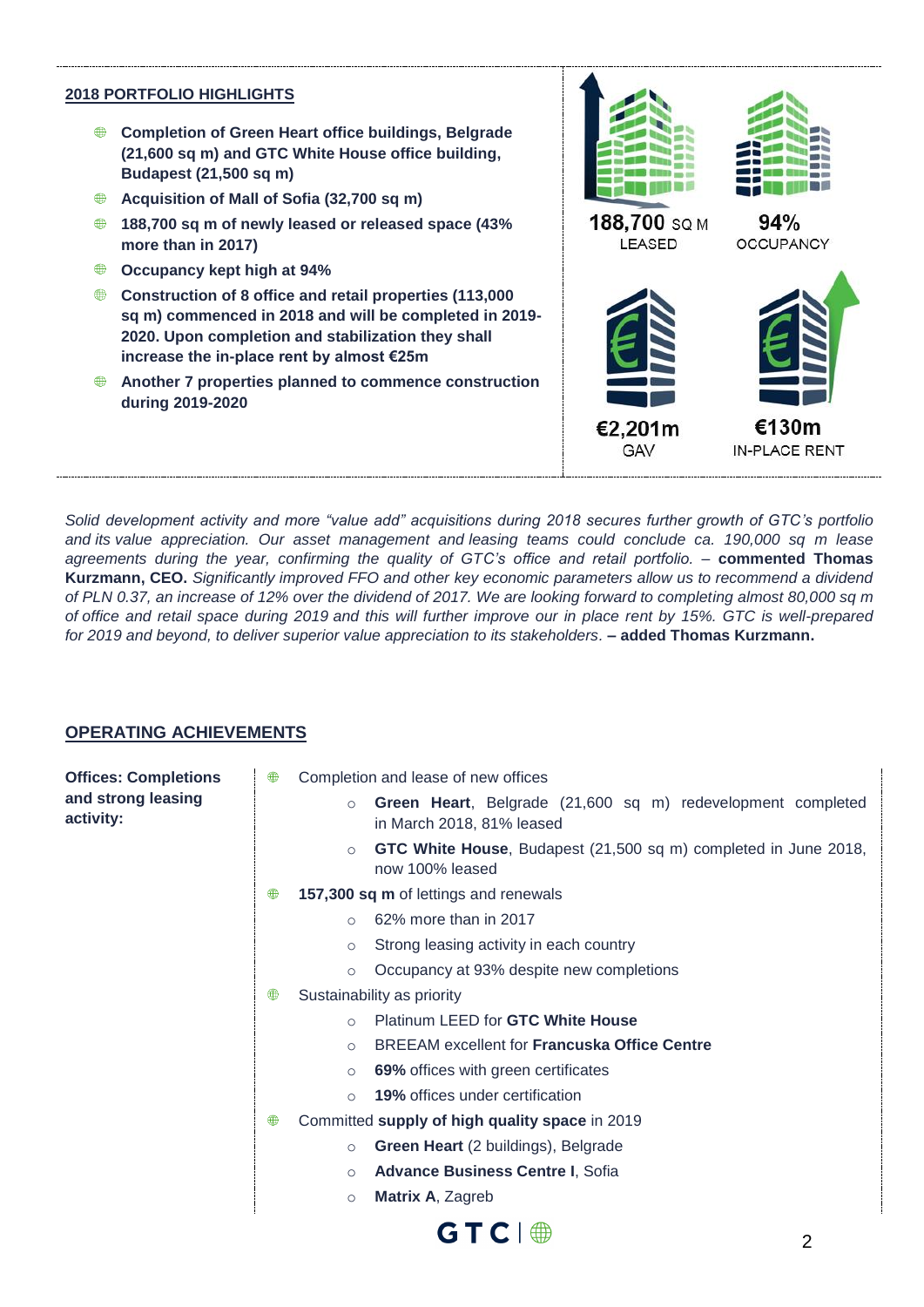## 2018 PORTFOLIO HIGHLIGHTS

- **Completion of Green Heart office buildings, Belgrade (21,600 sq m) and GTC White House office building, Budapest (21,500 sq m)**
- **Acquisition of Mall of Sofia (32,700 sq m)**
- **188,700 sq m of newly leased or released space (43% more than in 2017)**
- **Occupancy kept high at 94%**
- **Construction of 8 office and retail properties (113,000 sq m) commenced in 2018 and will be completed in 2019-2020. Upon completion and stabilization they shall increase the in-place rent by almost €25m**
- **Another 7 properties planned to commence construction during 2019-2020**

188,700 SQ M LEASED

94% OCCUPANCY

€2,201m GAV

€130m IN-PLACE RENT

*Solid development activity and more "value add" acquisitions during 2018 secures further growth of GTC's portfolio and its value appreciation. Our asset management and leasing teams could conclude ca. 190,000 sq m lease agreements during the year, confirming the quality of GTC's office and retail portfolio.* – **commented Thomas Kurzmann, CEO.** *Significantly improved FFO and other key economic parameters allow us to recommend a dividend of PLN 0.37, an increase of 12% over the dividend of 2017. We are looking forward to completing almost 80,000 sq m of office and retail space during 2019 and this will further improve our in place rent by 15%. GTC is well-prepared for 2019 and beyond, to deliver superior value appreciation to its stakeholders*. **– added Thomas Kurzmann.**

## OPERATING ACHIEVEMENTS

**Offices: Completions and strong leasing activity:**

- Completion and lease of new offices
  - **Green Heart**, Belgrade (21,600 sq m) redevelopment completed in March 2018, 81% leased
  - **GTC White House**, Budapest (21,500 sq m) completed in June 2018, now 100% leased
- **157,300 sq m** of lettings and renewals
  - 62% more than in 2017
  - Strong leasing activity in each country
  - Occupancy at 93% despite new completions
- Sustainability as priority
  - Platinum LEED for **GTC White House**
  - BREEAM excellent for **Francuska Office Centre**
  - **69%** offices with green certificates
  - **19%** offices under certification
- Committed **supply of high quality space** in 2019
  - **Green Heart** (2 buildings), Belgrade
  - **Advance Business Centre I**, Sofia
  - **Matrix A**, Zagreb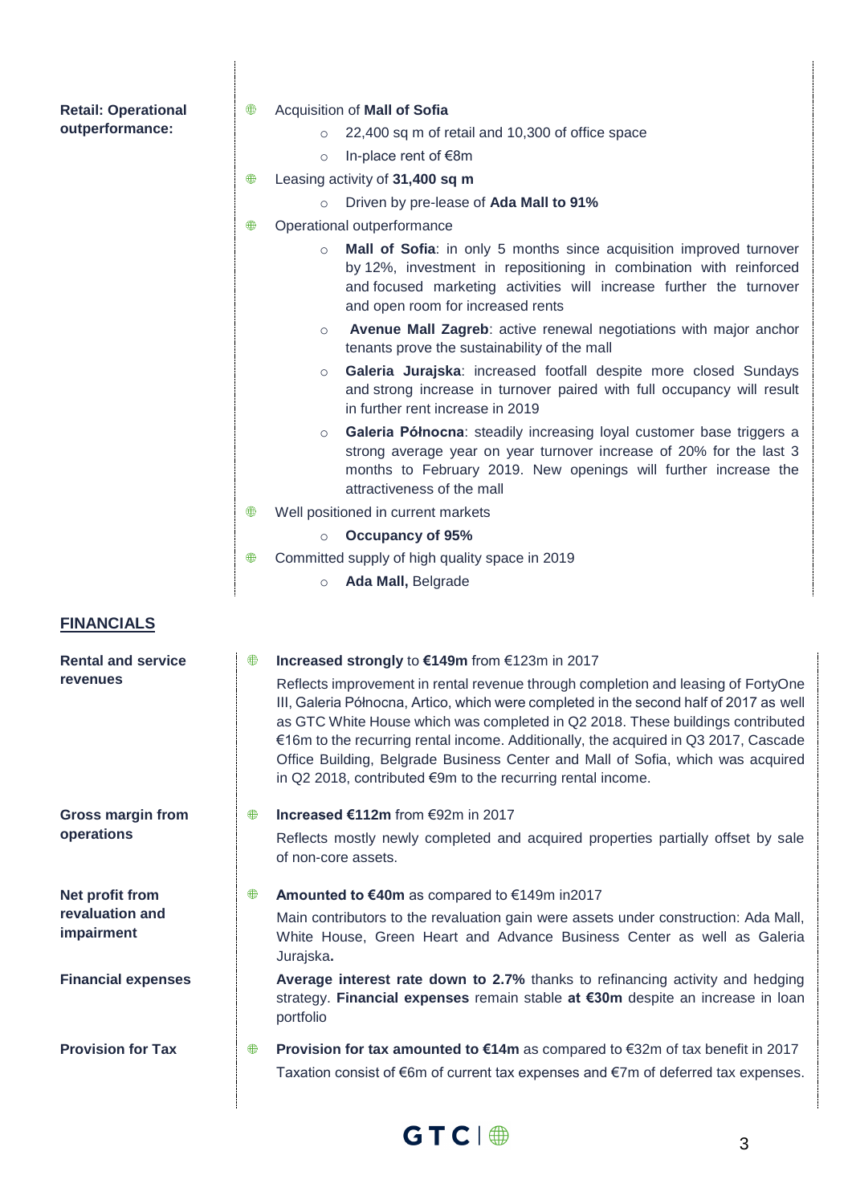**Retail: Operational outperformance:**

- Acquisition of **Mall of Sofia**
  - 22,400 sq m of retail and 10,300 of office space
  - In-place rent of €8m
- Leasing activity of **31,400 sq m**
  - Driven by pre-lease of **Ada Mall to 91%**
- Operational outperformance
  - **Mall of Sofia**: in only 5 months since acquisition improved turnover by 12%, investment in repositioning in combination with reinforced and focused marketing activities will increase further the turnover and open room for increased rents
  - **Avenue Mall Zagreb**: active renewal negotiations with major anchor tenants prove the sustainability of the mall
  - **Galeria Jurajska**: increased footfall despite more closed Sundays and strong increase in turnover paired with full occupancy will result in further rent increase in 2019
  - **Galeria Północna**: steadily increasing loyal customer base triggers a strong average year on year turnover increase of 20% for the last 3 months to February 2019. New openings will further increase the attractiveness of the mall
- Well positioned in current markets
  - **Occupancy of 95%**
- Committed supply of high quality space in 2019
  - **Ada Mall,** Belgrade

## FINANCIALS

**Rental and service revenues**

- **Increased strongly** to **€149m** from €123m in 2017

  Reflects improvement in rental revenue through completion and leasing of FortyOne III, Galeria Północna, Artico, which were completed in the second half of 2017 as well as GTC White House which was completed in Q2 2018. These buildings contributed €16m to the recurring rental income. Additionally, the acquired in Q3 2017, Cascade Office Building, Belgrade Business Center and Mall of Sofia, which was acquired in Q2 2018, contributed €9m to the recurring rental income.

**Gross margin from operations**

- **Increased €112m** from €92m in 2017

  Reflects mostly newly completed and acquired properties partially offset by sale of non-core assets.

**Net profit from revaluation and impairment**

- **Amounted to €40m** as compared to €149m in2017

  Main contributors to the revaluation gain were assets under construction: Ada Mall, White House, Green Heart and Advance Business Center as well as Galeria Jurajska**.**

**Financial expenses**

**Average interest rate down to 2.7%** thanks to refinancing activity and hedging strategy. **Financial expenses** remain stable **at €30m** despite an increase in loan portfolio

**Provision for Tax**

- **Provision for tax amounted to €14m** as compared to €32m of tax benefit in 2017

  Taxation consist of €6m of current tax expenses and €7m of deferred tax expenses.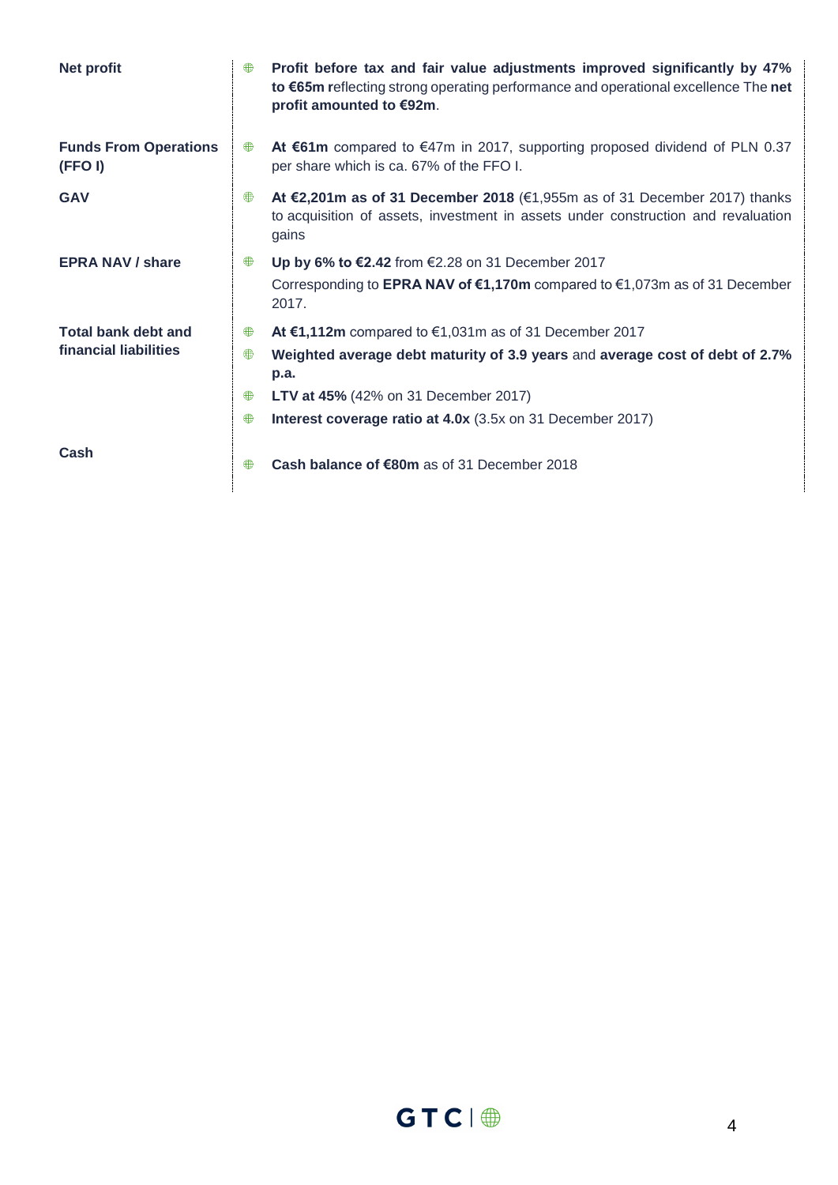| | |
|---|---|
| **Net profit** | **Profit before tax and fair value adjustments improved significantly by 47% to €65m r**eflecting strong operating performance and operational excellence The **net profit amounted to €92m**. |
| **Funds From Operations (FFO I)** | **At €61m** compared to €47m in 2017, supporting proposed dividend of PLN 0.37 per share which is ca. 67% of the FFO I. |
| **GAV** | **At €2,201m as of 31 December 2018** (€1,955m as of 31 December 2017) thanks to acquisition of assets, investment in assets under construction and revaluation gains |
| **EPRA NAV / share** | **Up by 6% to €2.42** from €2.28 on 31 December 2017<br>Corresponding to **EPRA NAV of €1,170m** compared to €1,073m as of 31 December 2017. |
| **Total bank debt and financial liabilities** | - **At €1,112m** compared to €1,031m as of 31 December 2017<br>- **Weighted average debt maturity of 3.9 years** and **average cost of debt of 2.7% p.a.**<br>- **LTV at 45%** (42% on 31 December 2017)<br>- **Interest coverage ratio at 4.0x** (3.5x on 31 December 2017) |
| **Cash** | **Cash balance of €80m** as of 31 December 2018 |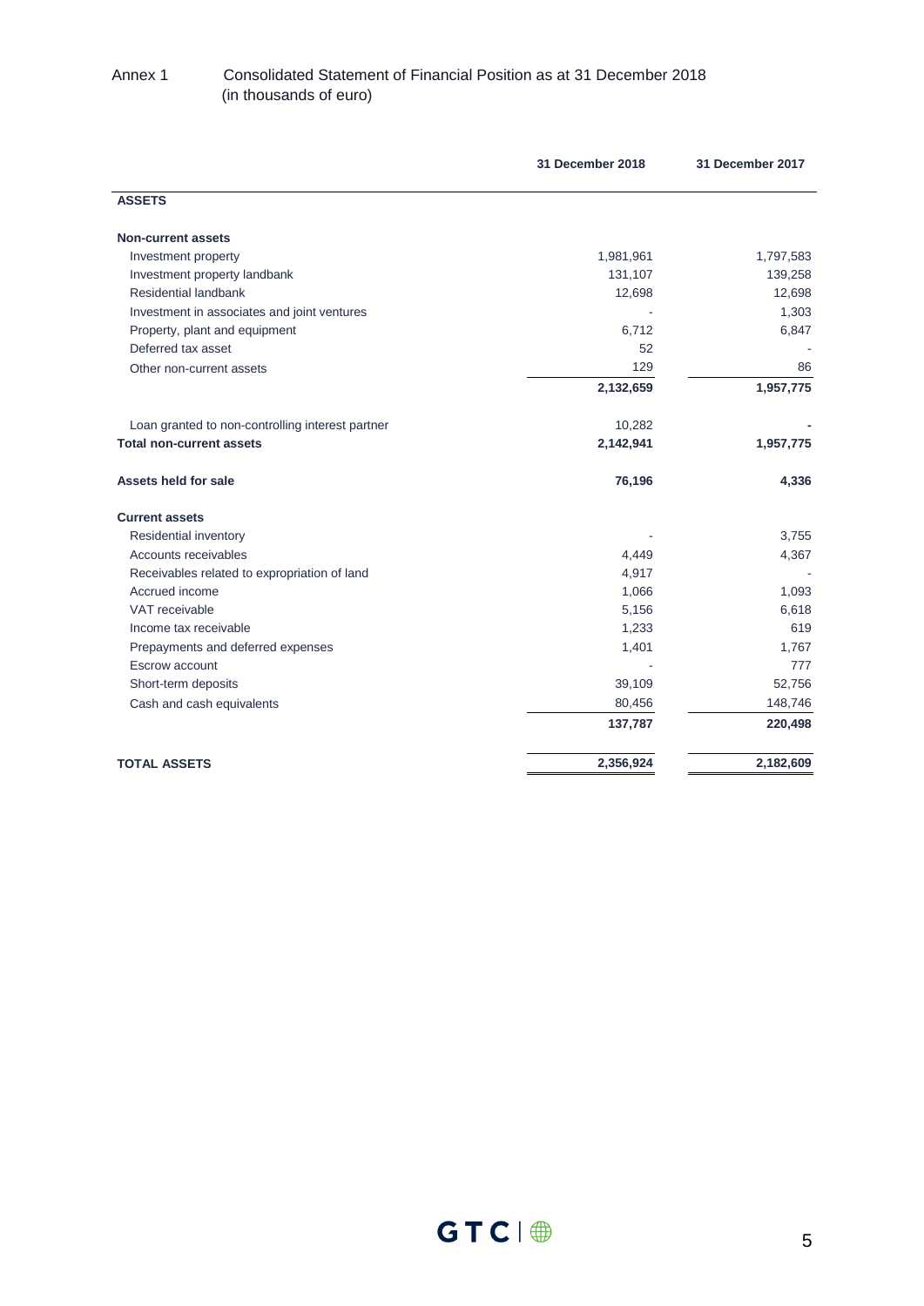Annex 1 Consolidated Statement of Financial Position as at 31 December 2018
(in thousands of euro)

| | 31 December 2018 | 31 December 2017 |
|---|---|---|
| **ASSETS** | | |
| **Non-current assets** | | |
| Investment property | 1,981,961 | 1,797,583 |
| Investment property landbank | 131,107 | 139,258 |
| Residential landbank | 12,698 | 12,698 |
| Investment in associates and joint ventures | - | 1,303 |
| Property, plant and equipment | 6,712 | 6,847 |
| Deferred tax asset | 52 | - |
| Other non-current assets | 129 | 86 |
| | **2,132,659** | **1,957,775** |
| Loan granted to non-controlling interest partner | 10,282 | - |
| **Total non-current assets** | **2,142,941** | **1,957,775** |
| **Assets held for sale** | **76,196** | **4,336** |
| **Current assets** | | |
| Residential inventory | - | 3,755 |
| Accounts receivables | 4,449 | 4,367 |
| Receivables related to expropriation of land | 4,917 | - |
| Accrued income | 1,066 | 1,093 |
| VAT receivable | 5,156 | 6,618 |
| Income tax receivable | 1,233 | 619 |
| Prepayments and deferred expenses | 1,401 | 1,767 |
| Escrow account | - | 777 |
| Short-term deposits | 39,109 | 52,756 |
| Cash and cash equivalents | 80,456 | 148,746 |
| | **137,787** | **220,498** |
| **TOTAL ASSETS** | **2,356,924** | **2,182,609** |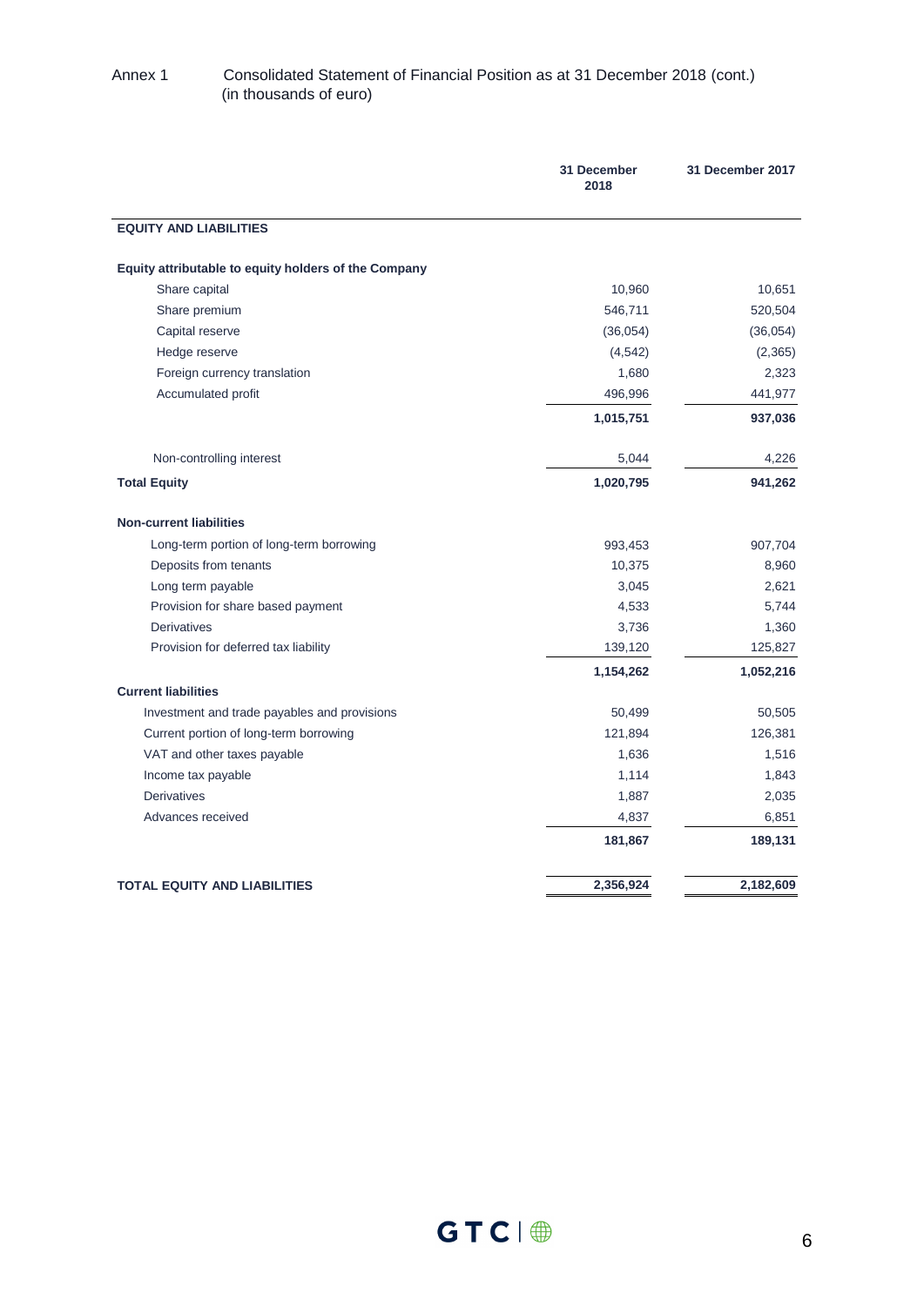Annex 1 Consolidated Statement of Financial Position as at 31 December 2018 (cont.)
(in thousands of euro)

| | 31 December 2018 | 31 December 2017 |
|---|---|---|
| **EQUITY AND LIABILITIES** | | |
| **Equity attributable to equity holders of the Company** | | |
| Share capital | 10,960 | 10,651 |
| Share premium | 546,711 | 520,504 |
| Capital reserve | (36,054) | (36,054) |
| Hedge reserve | (4,542) | (2,365) |
| Foreign currency translation | 1,680 | 2,323 |
| Accumulated profit | 496,996 | 441,977 |
| | **1,015,751** | **937,036** |
| Non-controlling interest | 5,044 | 4,226 |
| **Total Equity** | **1,020,795** | **941,262** |
| **Non-current liabilities** | | |
| Long-term portion of long-term borrowing | 993,453 | 907,704 |
| Deposits from tenants | 10,375 | 8,960 |
| Long term payable | 3,045 | 2,621 |
| Provision for share based payment | 4,533 | 5,744 |
| Derivatives | 3,736 | 1,360 |
| Provision for deferred tax liability | 139,120 | 125,827 |
| | **1,154,262** | **1,052,216** |
| **Current liabilities** | | |
| Investment and trade payables and provisions | 50,499 | 50,505 |
| Current portion of long-term borrowing | 121,894 | 126,381 |
| VAT and other taxes payable | 1,636 | 1,516 |
| Income tax payable | 1,114 | 1,843 |
| Derivatives | 1,887 | 2,035 |
| Advances received | 4,837 | 6,851 |
| | **181,867** | **189,131** |
| **TOTAL EQUITY AND LIABILITIES** | **2,356,924** | **2,182,609** |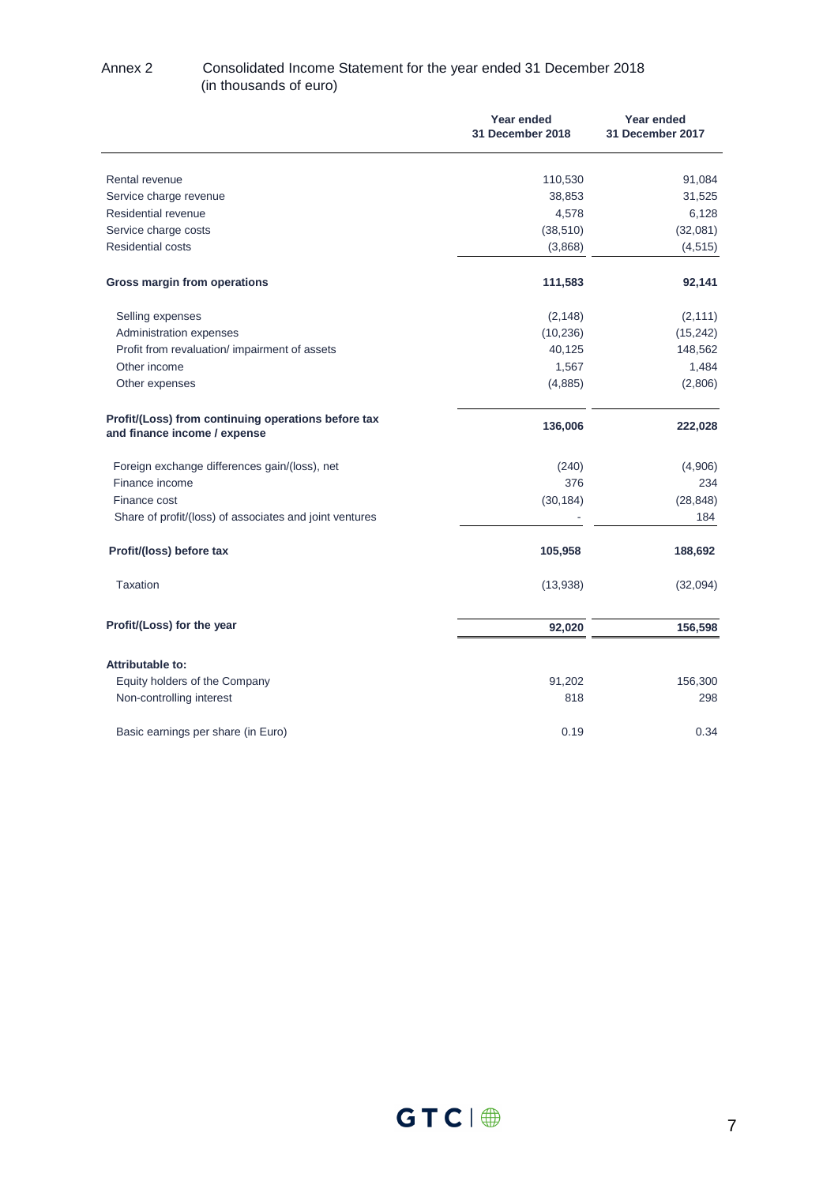Annex 2 Consolidated Income Statement for the year ended 31 December 2018
(in thousands of euro)

| | Year ended 31 December 2018 | Year ended 31 December 2017 |
|---|---|---|
| Rental revenue | 110,530 | 91,084 |
| Service charge revenue | 38,853 | 31,525 |
| Residential revenue | 4,578 | 6,128 |
| Service charge costs | (38,510) | (32,081) |
| Residential costs | (3,868) | (4,515) |
| **Gross margin from operations** | **111,583** | **92,141** |
| Selling expenses | (2,148) | (2,111) |
| Administration expenses | (10,236) | (15,242) |
| Profit from revaluation/ impairment of assets | 40,125 | 148,562 |
| Other income | 1,567 | 1,484 |
| Other expenses | (4,885) | (2,806) |
| **Profit/(Loss) from continuing operations before tax and finance income / expense** | **136,006** | **222,028** |
| Foreign exchange differences gain/(loss), net | (240) | (4,906) |
| Finance income | 376 | 234 |
| Finance cost | (30,184) | (28,848) |
| Share of profit/(loss) of associates and joint ventures | - | 184 |
| **Profit/(loss) before tax** | **105,958** | **188,692** |
| Taxation | (13,938) | (32,094) |
| **Profit/(Loss) for the year** | **92,020** | **156,598** |
| **Attributable to:** | | |
| Equity holders of the Company | 91,202 | 156,300 |
| Non-controlling interest | 818 | 298 |
| Basic earnings per share (in Euro) | 0.19 | 0.34 |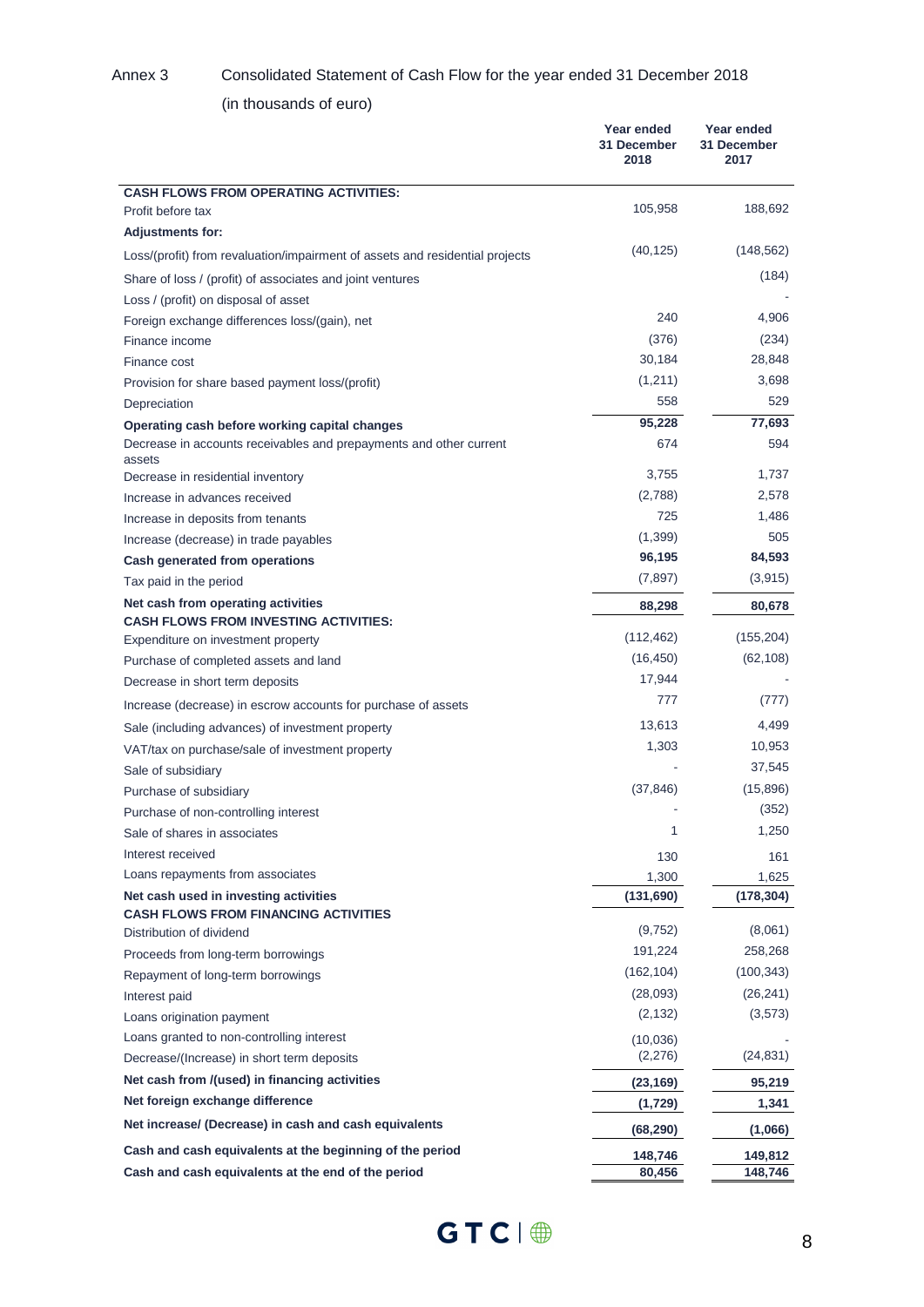Annex 3 Consolidated Statement of Cash Flow for the year ended 31 December 2018

(in thousands of euro)

| | Year ended 31 December 2018 | Year ended 31 December 2017 |
|---|---|---|
| **CASH FLOWS FROM OPERATING ACTIVITIES:** | | |
| Profit before tax | 105,958 | 188,692 |
| **Adjustments for:** | | |
| Loss/(profit) from revaluation/impairment of assets and residential projects | (40,125) | (148,562) |
| Share of loss / (profit) of associates and joint ventures | | (184) |
| Loss / (profit) on disposal of asset | | - |
| Foreign exchange differences loss/(gain), net | 240 | 4,906 |
| Finance income | (376) | (234) |
| Finance cost | 30,184 | 28,848 |
| Provision for share based payment loss/(profit) | (1,211) | 3,698 |
| Depreciation | 558 | 529 |
| **Operating cash before working capital changes** | **95,228** | **77,693** |
| Decrease in accounts receivables and prepayments and other current assets | 674 | 594 |
| Decrease in residential inventory | 3,755 | 1,737 |
| Increase in advances received | (2,788) | 2,578 |
| Increase in deposits from tenants | 725 | 1,486 |
| Increase (decrease) in trade payables | (1,399) | 505 |
| **Cash generated from operations** | **96,195** | **84,593** |
| Tax paid in the period | (7,897) | (3,915) |
| **Net cash from operating activities** | **88,298** | **80,678** |
| **CASH FLOWS FROM INVESTING ACTIVITIES:** | | |
| Expenditure on investment property | (112,462) | (155,204) |
| Purchase of completed assets and land | (16,450) | (62,108) |
| Decrease in short term deposits | 17,944 | - |
| Increase (decrease) in escrow accounts for purchase of assets | 777 | (777) |
| Sale (including advances) of investment property | 13,613 | 4,499 |
| VAT/tax on purchase/sale of investment property | 1,303 | 10,953 |
| Sale of subsidiary | - | 37,545 |
| Purchase of subsidiary | (37,846) | (15,896) |
| Purchase of non-controlling interest | - | (352) |
| Sale of shares in associates | 1 | 1,250 |
| Interest received | 130 | 161 |
| Loans repayments from associates | 1,300 | 1,625 |
| **Net cash used in investing activities** | **(131,690)** | **(178,304)** |
| **CASH FLOWS FROM FINANCING ACTIVITIES** | | |
| Distribution of dividend | (9,752) | (8,061) |
| Proceeds from long-term borrowings | 191,224 | 258,268 |
| Repayment of long-term borrowings | (162,104) | (100,343) |
| Interest paid | (28,093) | (26,241) |
| Loans origination payment | (2,132) | (3,573) |
| Loans granted to non-controlling interest | (10,036) | - |
| Decrease/(Increase) in short term deposits | (2,276) | (24,831) |
| **Net cash from /(used) in financing activities** | **(23,169)** | **95,219** |
| **Net foreign exchange difference** | **(1,729)** | **1,341** |
| **Net increase/ (Decrease) in cash and cash equivalents** | **(68,290)** | **(1,066)** |
| **Cash and cash equivalents at the beginning of the period** | **148,746** | **149,812** |
| **Cash and cash equivalents at the end of the period** | **80,456** | **148,746** |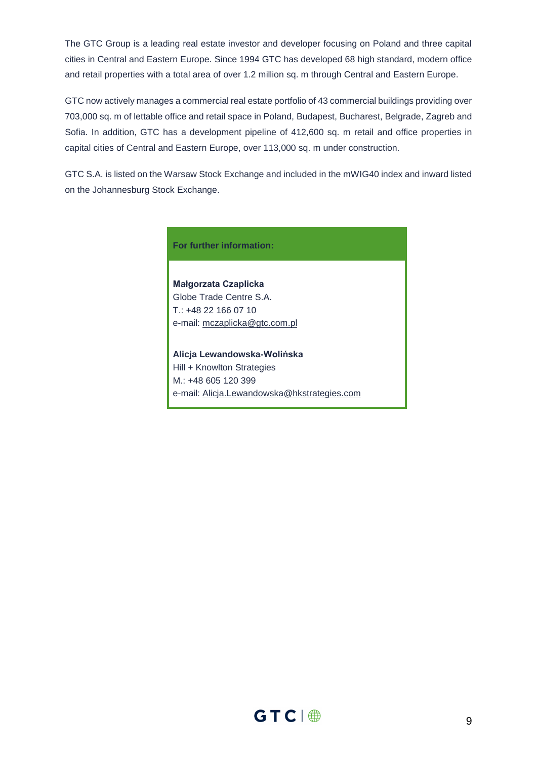The GTC Group is a leading real estate investor and developer focusing on Poland and three capital cities in Central and Eastern Europe. Since 1994 GTC has developed 68 high standard, modern office and retail properties with a total area of over 1.2 million sq. m through Central and Eastern Europe.

GTC now actively manages a commercial real estate portfolio of 43 commercial buildings providing over 703,000 sq. m of lettable office and retail space in Poland, Budapest, Bucharest, Belgrade, Zagreb and Sofia. In addition, GTC has a development pipeline of 412,600 sq. m retail and office properties in capital cities of Central and Eastern Europe, over 113,000 sq. m under construction.

GTC S.A. is listed on the Warsaw Stock Exchange and included in the mWIG40 index and inward listed on the Johannesburg Stock Exchange.

**For further information:**

**Małgorzata Czaplicka**
Globe Trade Centre S.A.
T.: +48 22 166 07 10
e-mail: mczaplicka@gtc.com.pl

**Alicja Lewandowska-Wolińska**
Hill + Knowlton Strategies
M.: +48 605 120 399
e-mail: Alicja.Lewandowska@hkstrategies.com